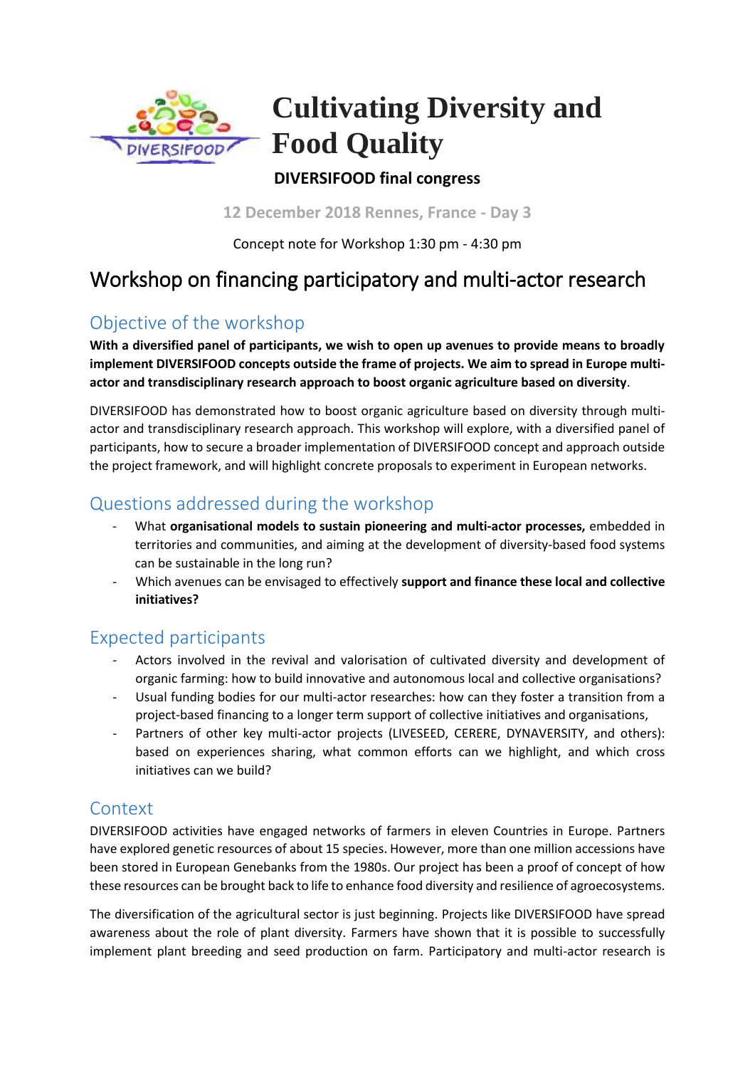# Cultivating Diversity and Food Quality

**DIVERSIFOOD final congress**

**12 December 2018 Rennes, France - Day 3**

Concept note for Workshop 1:30 pm - 4:30 pm

# Workshop on financing participatory and multi-actor research

## Objective of the workshop

**With a diversified panel of participants, we wish to open up avenues to provide means to broadly implement DIVERSIFOOD concepts outside the frame of projects. We aim to spread in Europe multi-actor and transdisciplinary research approach to boost organic agriculture based on diversity**.

DIVERSIFOOD has demonstrated how to boost organic agriculture based on diversity through multi-actor and transdisciplinary research approach. This workshop will explore, with a diversified panel of participants, how to secure a broader implementation of DIVERSIFOOD concept and approach outside the project framework, and will highlight concrete proposals to experiment in European networks.

## Questions addressed during the workshop

- What **organisational models to sustain pioneering and multi-actor processes,** embedded in territories and communities, and aiming at the development of diversity-based food systems can be sustainable in the long run?
- Which avenues can be envisaged to effectively **support and finance these local and collective initiatives?**

## Expected participants

- Actors involved in the revival and valorisation of cultivated diversity and development of organic farming: how to build innovative and autonomous local and collective organisations?
- Usual funding bodies for our multi-actor researches: how can they foster a transition from a project-based financing to a longer term support of collective initiatives and organisations,
- Partners of other key multi-actor projects (LIVESEED, CERERE, DYNAVERSITY, and others): based on experiences sharing, what common efforts can we highlight, and which cross initiatives can we build?

## Context

DIVERSIFOOD activities have engaged networks of farmers in eleven Countries in Europe. Partners have explored genetic resources of about 15 species. However, more than one million accessions have been stored in European Genebanks from the 1980s. Our project has been a proof of concept of how these resources can be brought back to life to enhance food diversity and resilience of agroecosystems.

The diversification of the agricultural sector is just beginning. Projects like DIVERSIFOOD have spread awareness about the role of plant diversity. Farmers have shown that it is possible to successfully implement plant breeding and seed production on farm. Participatory and multi-actor research is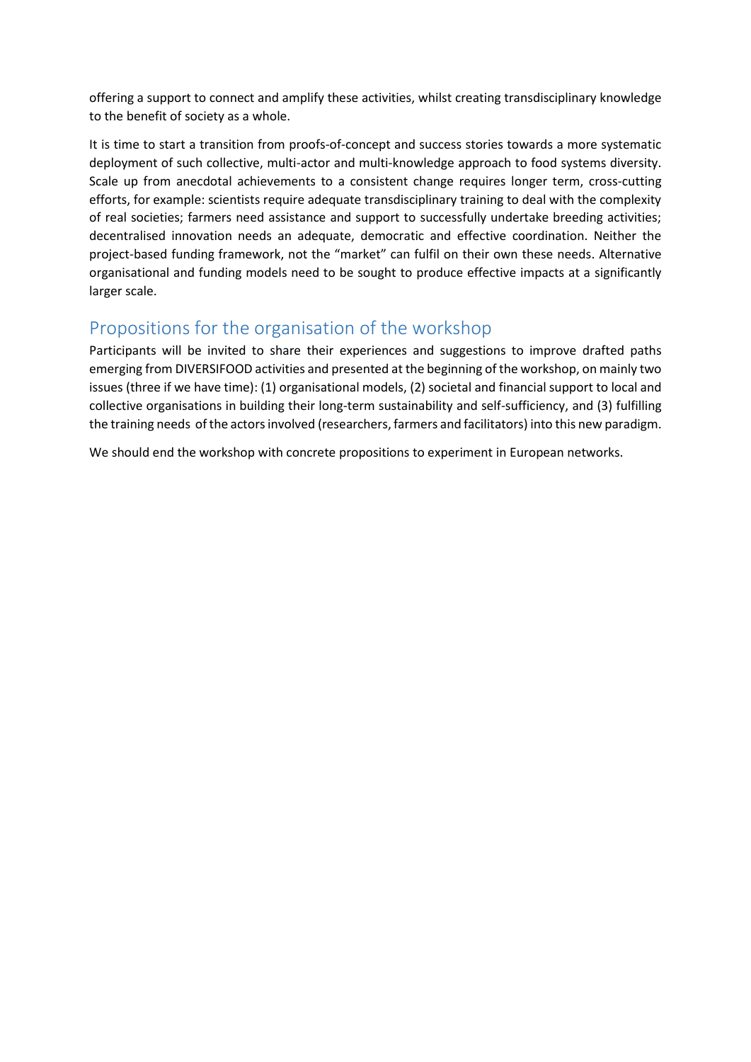offering a support to connect and amplify these activities, whilst creating transdisciplinary knowledge to the benefit of society as a whole.

It is time to start a transition from proofs-of-concept and success stories towards a more systematic deployment of such collective, multi-actor and multi-knowledge approach to food systems diversity. Scale up from anecdotal achievements to a consistent change requires longer term, cross-cutting efforts, for example: scientists require adequate transdisciplinary training to deal with the complexity of real societies; farmers need assistance and support to successfully undertake breeding activities; decentralised innovation needs an adequate, democratic and effective coordination. Neither the project-based funding framework, not the "market" can fulfil on their own these needs. Alternative organisational and funding models need to be sought to produce effective impacts at a significantly larger scale.

## Propositions for the organisation of the workshop

Participants will be invited to share their experiences and suggestions to improve drafted paths emerging from DIVERSIFOOD activities and presented at the beginning of the workshop, on mainly two issues (three if we have time): (1) organisational models, (2) societal and financial support to local and collective organisations in building their long-term sustainability and self-sufficiency, and (3) fulfilling the training needs of the actors involved (researchers, farmers and facilitators) into this new paradigm.

We should end the workshop with concrete propositions to experiment in European networks.